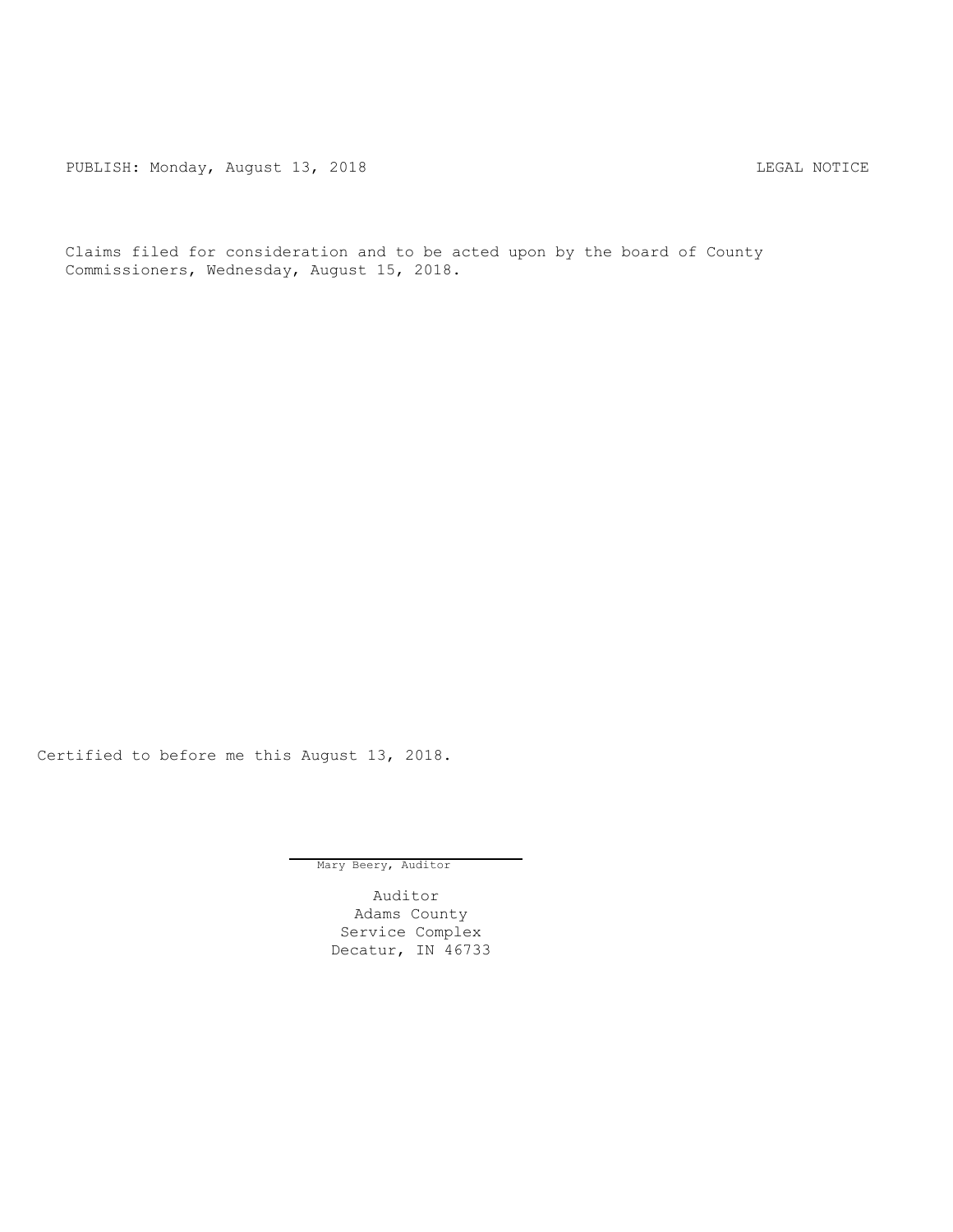PUBLISH: Monday, August 13, 2018 LEGAL NOTICE

Claims filed for consideration and to be acted upon by the board of County Commissioners, Wednesday, August 15, 2018.

Certified to before me this August 13, 2018.

Mary Beery, Auditor

Auditor
Adams County
Service Complex
Decatur, IN 46733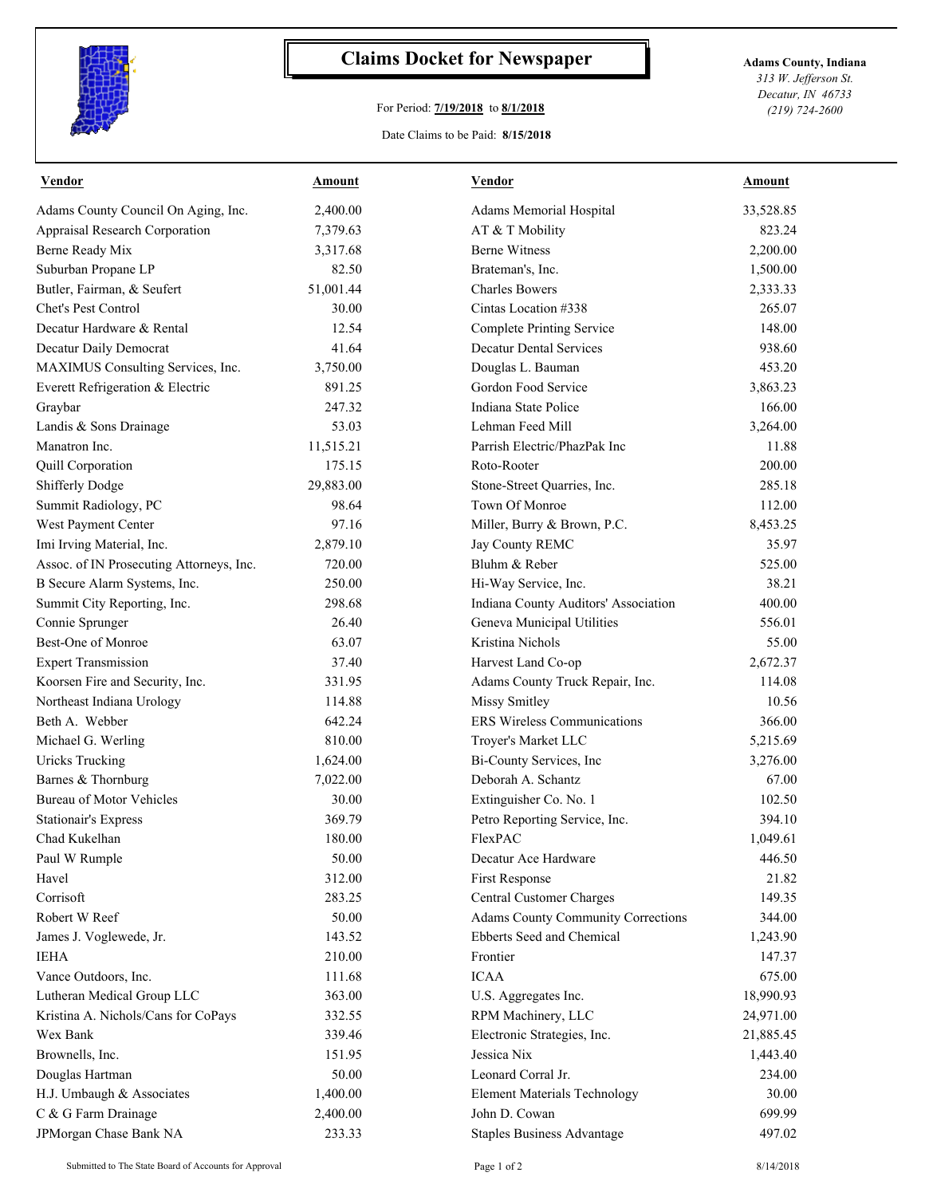# Claims Docket for Newspaper

For Period: **7/19/2018** to **8/1/2018**

Date Claims to be Paid: **8/15/2018**

**Adams County, Indiana**
*313 W. Jefferson St.*
*Decatur, IN 46733*
*(219) 724-2600*

| Vendor | Amount | Vendor | Amount |
|---|---|---|---|
| Adams County Council On Aging, Inc. | 2,400.00 | Adams Memorial Hospital | 33,528.85 |
| Appraisal Research Corporation | 7,379.63 | AT & T Mobility | 823.24 |
| Berne Ready Mix | 3,317.68 | Berne Witness | 2,200.00 |
| Suburban Propane LP | 82.50 | Brateman's, Inc. | 1,500.00 |
| Butler, Fairman, & Seufert | 51,001.44 | Charles Bowers | 2,333.33 |
| Chet's Pest Control | 30.00 | Cintas Location #338 | 265.07 |
| Decatur Hardware & Rental | 12.54 | Complete Printing Service | 148.00 |
| Decatur Daily Democrat | 41.64 | Decatur Dental Services | 938.60 |
| MAXIMUS Consulting Services, Inc. | 3,750.00 | Douglas L. Bauman | 453.20 |
| Everett Refrigeration & Electric | 891.25 | Gordon Food Service | 3,863.23 |
| Graybar | 247.32 | Indiana State Police | 166.00 |
| Landis & Sons Drainage | 53.03 | Lehman Feed Mill | 3,264.00 |
| Manatron Inc. | 11,515.21 | Parrish Electric/PhazPak Inc | 11.88 |
| Quill Corporation | 175.15 | Roto-Rooter | 200.00 |
| Shifferly Dodge | 29,883.00 | Stone-Street Quarries, Inc. | 285.18 |
| Summit Radiology, PC | 98.64 | Town Of Monroe | 112.00 |
| West Payment Center | 97.16 | Miller, Burry & Brown, P.C. | 8,453.25 |
| Imi Irving Material, Inc. | 2,879.10 | Jay County REMC | 35.97 |
| Assoc. of IN Prosecuting Attorneys, Inc. | 720.00 | Bluhm & Reber | 525.00 |
| B Secure Alarm Systems, Inc. | 250.00 | Hi-Way Service, Inc. | 38.21 |
| Summit City Reporting, Inc. | 298.68 | Indiana County Auditors' Association | 400.00 |
| Connie Sprunger | 26.40 | Geneva Municipal Utilities | 556.01 |
| Best-One of Monroe | 63.07 | Kristina Nichols | 55.00 |
| Expert Transmission | 37.40 | Harvest Land Co-op | 2,672.37 |
| Koorsen Fire and Security, Inc. | 331.95 | Adams County Truck Repair, Inc. | 114.08 |
| Northeast Indiana Urology | 114.88 | Missy Smitley | 10.56 |
| Beth A. Webber | 642.24 | ERS Wireless Communications | 366.00 |
| Michael G. Werling | 810.00 | Troyer's Market LLC | 5,215.69 |
| Uricks Trucking | 1,624.00 | Bi-County Services, Inc | 3,276.00 |
| Barnes & Thornburg | 7,022.00 | Deborah A. Schantz | 67.00 |
| Bureau of Motor Vehicles | 30.00 | Extinguisher Co. No. 1 | 102.50 |
| Stationair's Express | 369.79 | Petro Reporting Service, Inc. | 394.10 |
| Chad Kukelhan | 180.00 | FlexPAC | 1,049.61 |
| Paul W Rumple | 50.00 | Decatur Ace Hardware | 446.50 |
| Havel | 312.00 | First Response | 21.82 |
| Corrisoft | 283.25 | Central Customer Charges | 149.35 |
| Robert W Reef | 50.00 | Adams County Community Corrections | 344.00 |
| James J. Voglewede, Jr. | 143.52 | Ebberts Seed and Chemical | 1,243.90 |
| IEHA | 210.00 | Frontier | 147.37 |
| Vance Outdoors, Inc. | 111.68 | ICAA | 675.00 |
| Lutheran Medical Group LLC | 363.00 | U.S. Aggregates Inc. | 18,990.93 |
| Kristina A. Nichols/Cans for CoPays | 332.55 | RPM Machinery, LLC | 24,971.00 |
| Wex Bank | 339.46 | Electronic Strategies, Inc. | 21,885.45 |
| Brownells, Inc. | 151.95 | Jessica Nix | 1,443.40 |
| Douglas Hartman | 50.00 | Leonard Corral Jr. | 234.00 |
| H.J. Umbaugh & Associates | 1,400.00 | Element Materials Technology | 30.00 |
| C & G Farm Drainage | 2,400.00 | John D. Cowan | 699.99 |
| JPMorgan Chase Bank NA | 233.33 | Staples Business Advantage | 497.02 |

Submitted to The State Board of Accounts for Approval

8/14/2018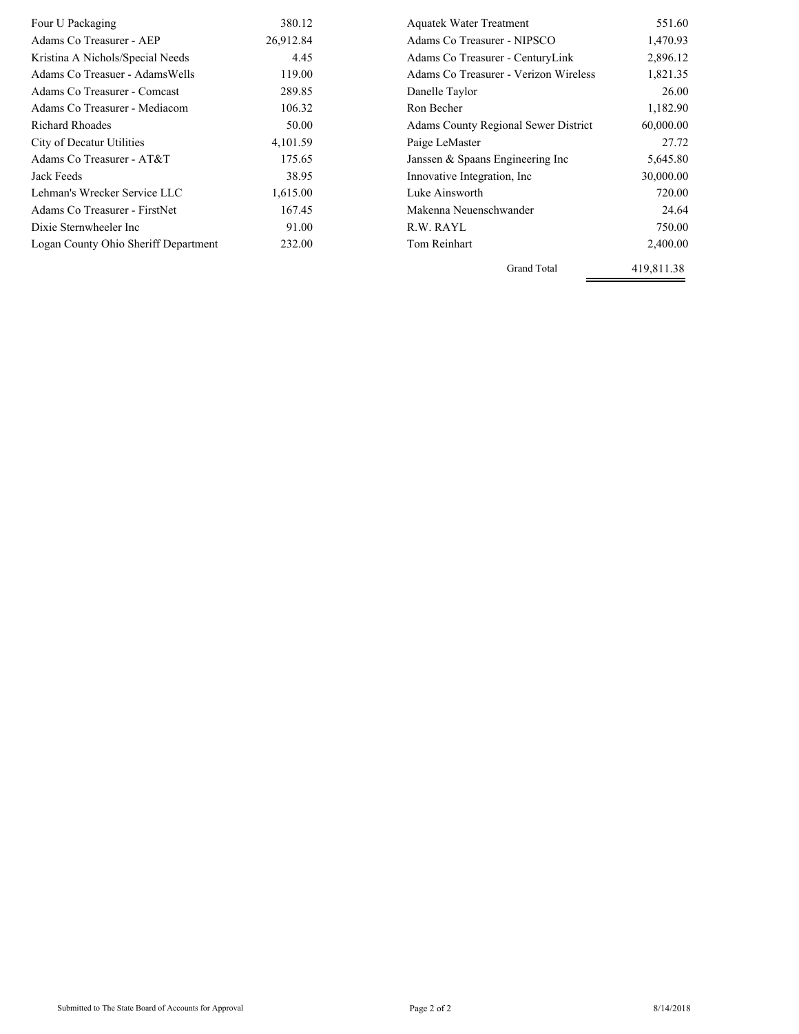| | | | |
|---|---|---|---|
| Four U Packaging | 380.12 | Aquatek Water Treatment | 551.60 |
| Adams Co Treasurer - AEP | 26,912.84 | Adams Co Treasurer - NIPSCO | 1,470.93 |
| Kristina A Nichols/Special Needs | 4.45 | Adams Co Treasurer - CenturyLink | 2,896.12 |
| Adams Co Treasuer - AdamsWells | 119.00 | Adams Co Treasurer - Verizon Wireless | 1,821.35 |
| Adams Co Treasurer - Comcast | 289.85 | Danelle Taylor | 26.00 |
| Adams Co Treasurer - Mediacom | 106.32 | Ron Becher | 1,182.90 |
| Richard Rhoades | 50.00 | Adams County Regional Sewer District | 60,000.00 |
| City of Decatur Utilities | 4,101.59 | Paige LeMaster | 27.72 |
| Adams Co Treasurer - AT&T | 175.65 | Janssen & Spaans Engineering Inc | 5,645.80 |
| Jack Feeds | 38.95 | Innovative Integration, Inc | 30,000.00 |
| Lehman's Wrecker Service LLC | 1,615.00 | Luke Ainsworth | 720.00 |
| Adams Co Treasurer - FirstNet | 167.45 | Makenna Neuenschwander | 24.64 |
| Dixie Sternwheeler Inc | 91.00 | R.W. RAYL | 750.00 |
| Logan County Ohio Sheriff Department | 232.00 | Tom Reinhart | 2,400.00 |
| | | Grand Total | 419,811.38 |

Submitted to The State Board of Accounts for Approval

8/14/2018